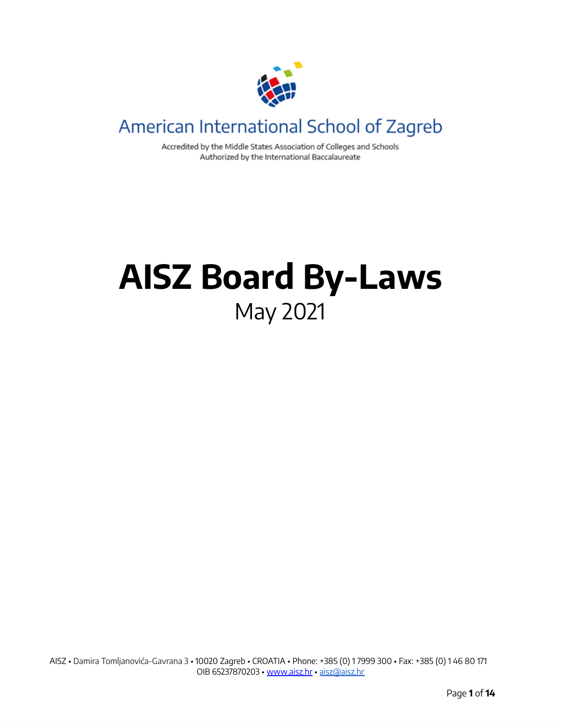American International School of Zagreb

Accredited by the Middle States Association of Colleges and Schools
Authorized by the International Baccalaureate

# AISZ Board By-Laws

May 2021

AISZ • Damira Tomljanovića-Gavrana 3 • 10020 Zagreb • CROATIA • Phone: +385 (0) 1 7999 300 • Fax: +385 (0) 1 46 80 171
OIB 65237870203 • www.aisz.hr • aisz@aisz.hr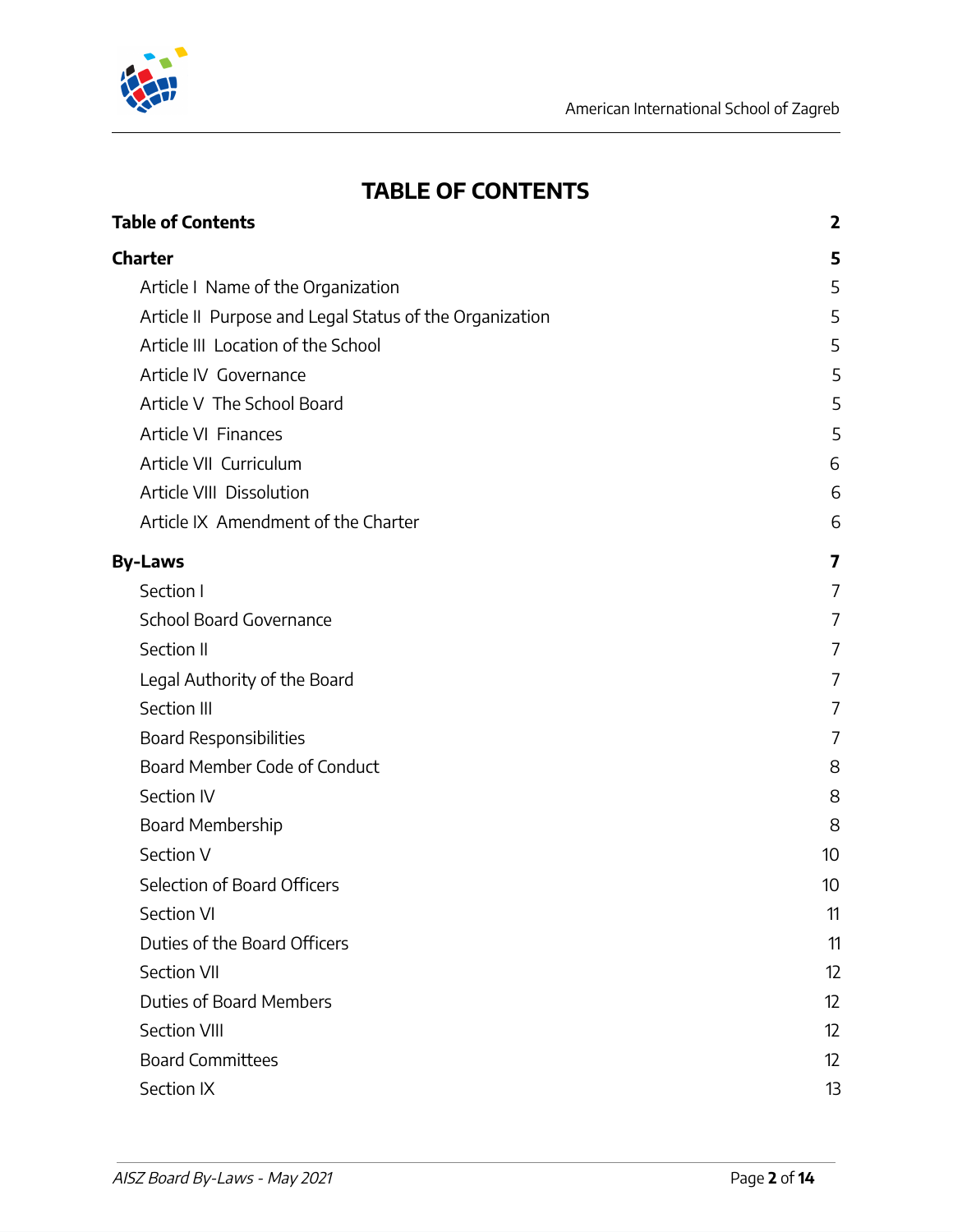# TABLE OF CONTENTS

**Table of Contents** **2**

**Charter** **5**

- Article I Name of the Organization 5
- Article II Purpose and Legal Status of the Organization 5
- Article III Location of the School 5
- Article IV Governance 5
- Article V The School Board 5
- Article VI Finances 5
- Article VII Curriculum 6
- Article VIII Dissolution 6
- Article IX Amendment of the Charter 6

**By-Laws** **7**

- Section I 7
- School Board Governance 7
- Section II 7
- Legal Authority of the Board 7
- Section III 7
- Board Responsibilities 7
- Board Member Code of Conduct 8
- Section IV 8
- Board Membership 8
- Section V 10
- Selection of Board Officers 10
- Section VI 11
- Duties of the Board Officers 11
- Section VII 12
- Duties of Board Members 12
- Section VIII 12
- Board Committees 12
- Section IX 13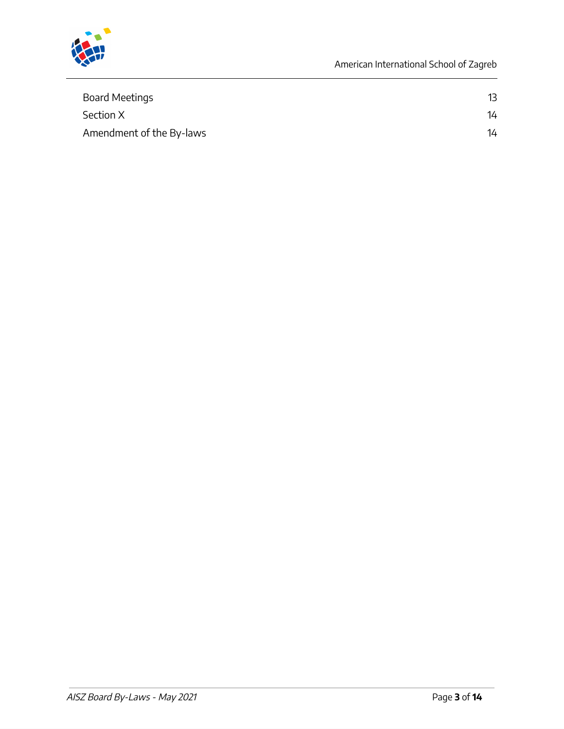| | |
|---|---|
| Board Meetings | 13 |
| Section X | 14 |
| Amendment of the By-laws | 14 |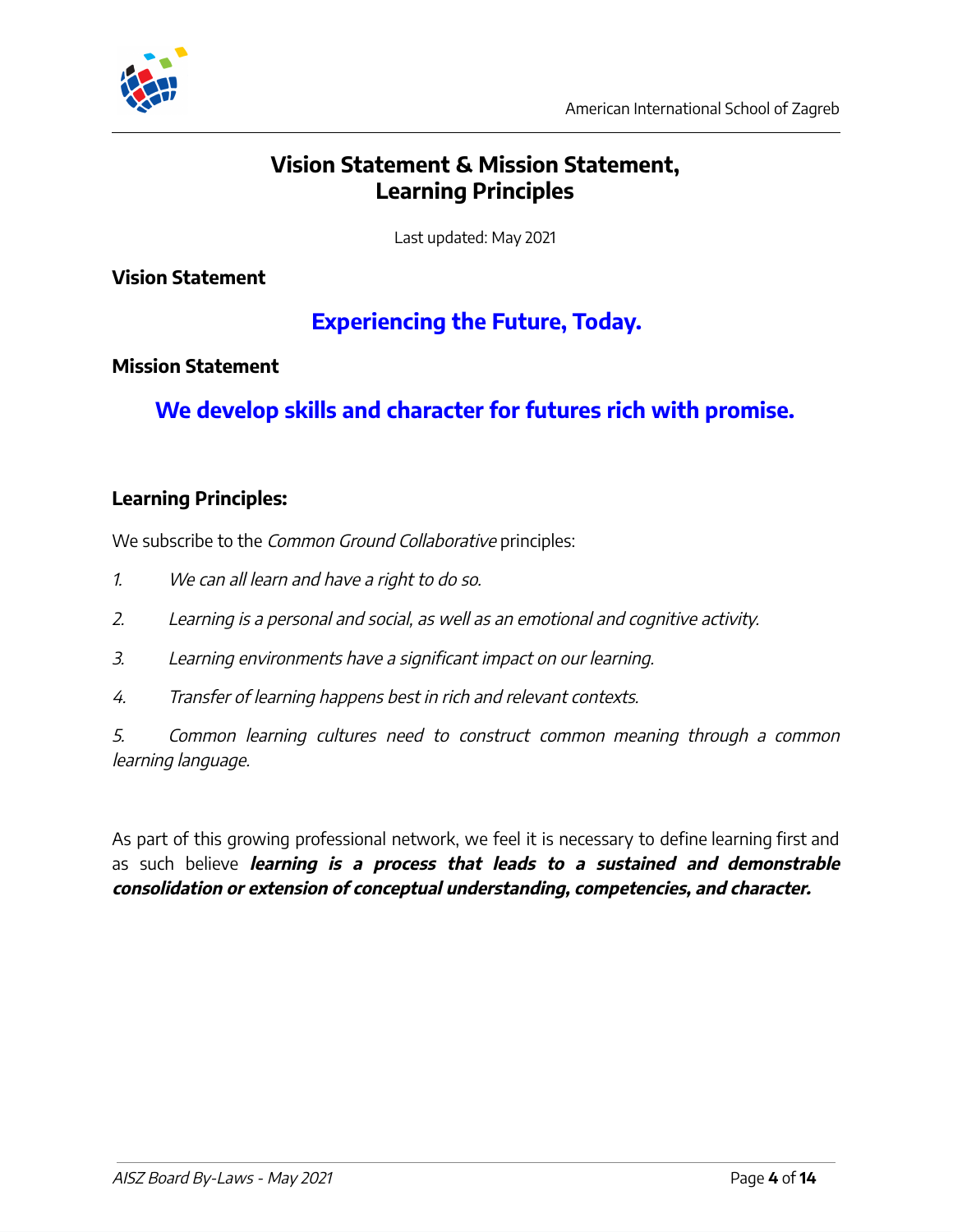# Vision Statement & Mission Statement, Learning Principles

Last updated: May 2021

## Vision Statement

**Experiencing the Future, Today.**

## Mission Statement

**We develop skills and character for futures rich with promise.**

## Learning Principles:

We subscribe to the *Common Ground Collaborative* principles:

1. *We can all learn and have a right to do so.*
2. *Learning is a personal and social, as well as an emotional and cognitive activity.*
3. *Learning environments have a significant impact on our learning.*
4. *Transfer of learning happens best in rich and relevant contexts.*
5. *Common learning cultures need to construct common meaning through a common learning language.*

As part of this growing professional network, we feel it is necessary to define learning first and as such believe ***learning is a process that leads to a sustained and demonstrable consolidation or extension of conceptual understanding, competencies, and character.***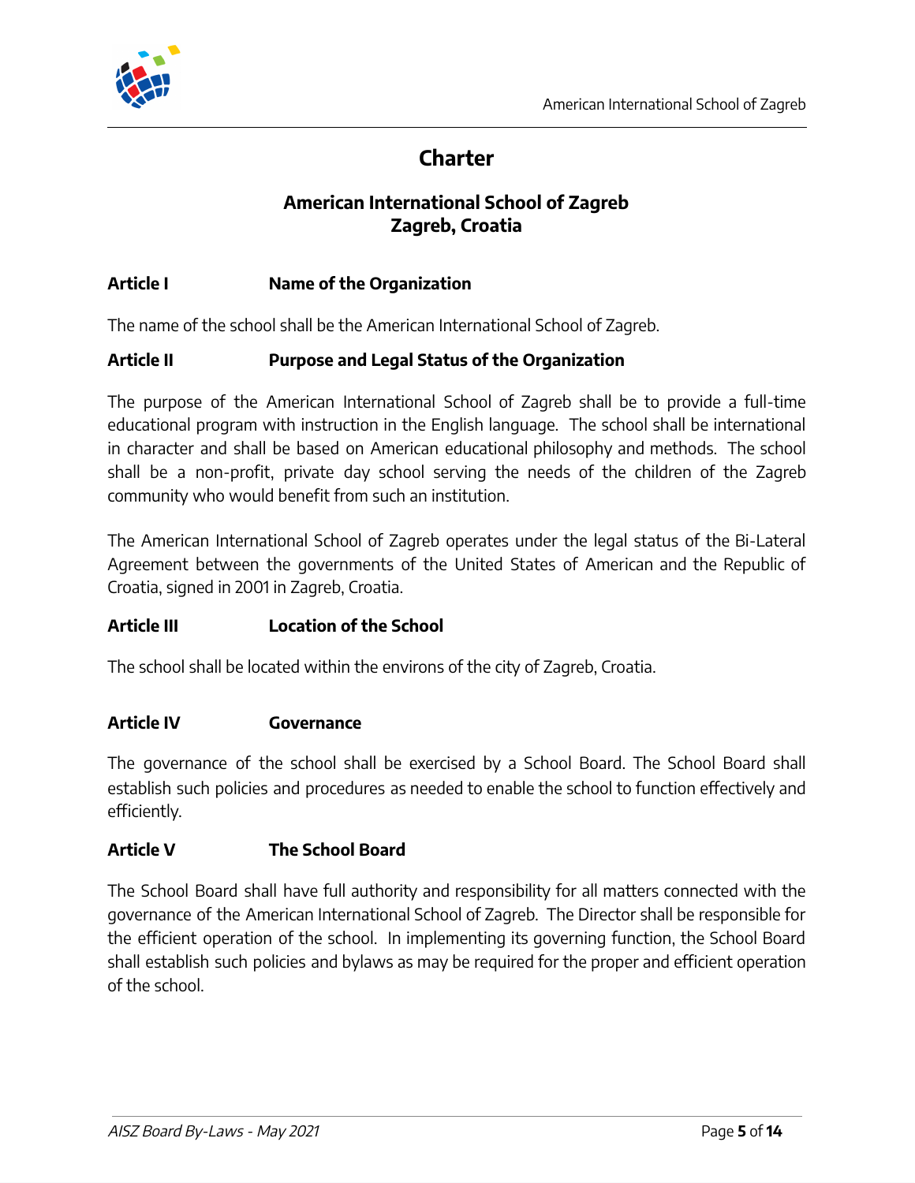# Charter

## American International School of Zagreb
## Zagreb, Croatia

### Article I Name of the Organization

The name of the school shall be the American International School of Zagreb.

### Article II Purpose and Legal Status of the Organization

The purpose of the American International School of Zagreb shall be to provide a full-time educational program with instruction in the English language. The school shall be international in character and shall be based on American educational philosophy and methods. The school shall be a non-profit, private day school serving the needs of the children of the Zagreb community who would benefit from such an institution.

The American International School of Zagreb operates under the legal status of the Bi-Lateral Agreement between the governments of the United States of American and the Republic of Croatia, signed in 2001 in Zagreb, Croatia.

### Article III Location of the School

The school shall be located within the environs of the city of Zagreb, Croatia.

### Article IV Governance

The governance of the school shall be exercised by a School Board. The School Board shall establish such policies and procedures as needed to enable the school to function effectively and efficiently.

### Article V The School Board

The School Board shall have full authority and responsibility for all matters connected with the governance of the American International School of Zagreb. The Director shall be responsible for the efficient operation of the school. In implementing its governing function, the School Board shall establish such policies and bylaws as may be required for the proper and efficient operation of the school.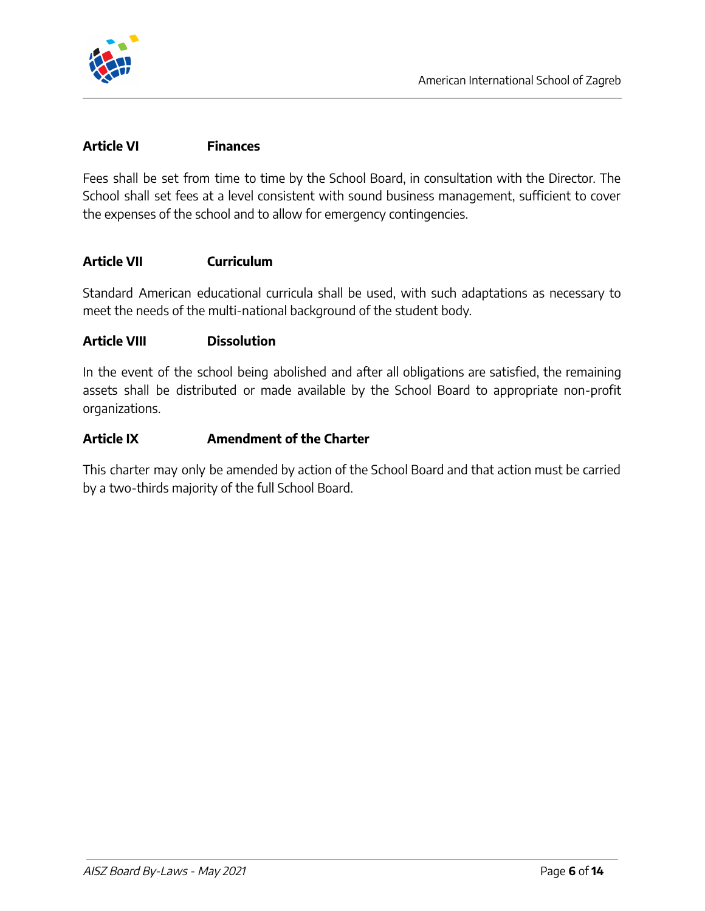## Article VI Finances

Fees shall be set from time to time by the School Board, in consultation with the Director. The School shall set fees at a level consistent with sound business management, sufficient to cover the expenses of the school and to allow for emergency contingencies.

## Article VII Curriculum

Standard American educational curricula shall be used, with such adaptations as necessary to meet the needs of the multi-national background of the student body.

## Article VIII Dissolution

In the event of the school being abolished and after all obligations are satisfied, the remaining assets shall be distributed or made available by the School Board to appropriate non-profit organizations.

## Article IX Amendment of the Charter

This charter may only be amended by action of the School Board and that action must be carried by a two-thirds majority of the full School Board.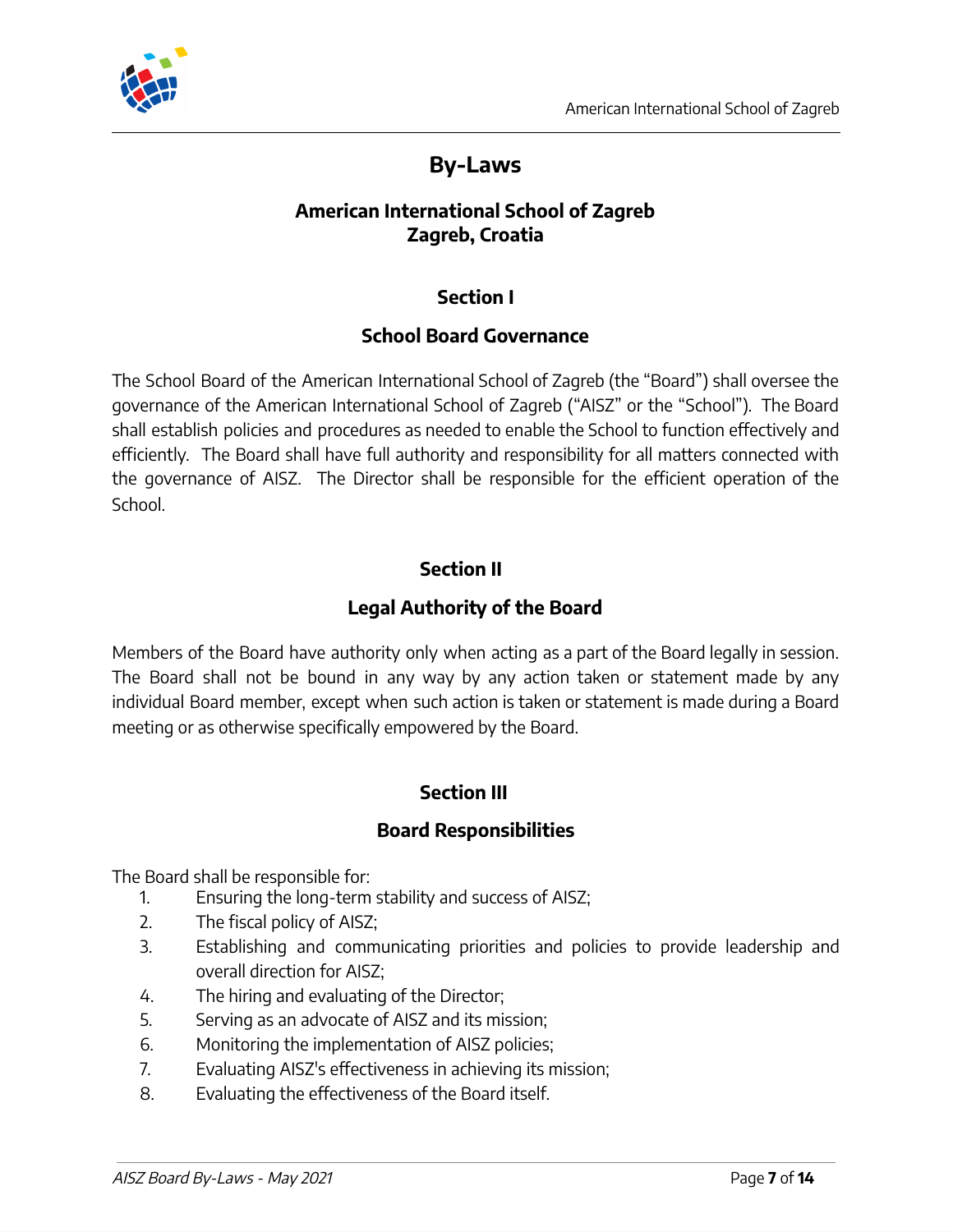# By-Laws

## American International School of Zagreb
## Zagreb, Croatia

### Section I

### School Board Governance

The School Board of the American International School of Zagreb (the "Board") shall oversee the governance of the American International School of Zagreb ("AISZ" or the "School"). The Board shall establish policies and procedures as needed to enable the School to function effectively and efficiently. The Board shall have full authority and responsibility for all matters connected with the governance of AISZ. The Director shall be responsible for the efficient operation of the School.

### Section II

### Legal Authority of the Board

Members of the Board have authority only when acting as a part of the Board legally in session. The Board shall not be bound in any way by any action taken or statement made by any individual Board member, except when such action is taken or statement is made during a Board meeting or as otherwise specifically empowered by the Board.

### Section III

### Board Responsibilities

The Board shall be responsible for:

1. Ensuring the long-term stability and success of AISZ;
2. The fiscal policy of AISZ;
3. Establishing and communicating priorities and policies to provide leadership and overall direction for AISZ;
4. The hiring and evaluating of the Director;
5. Serving as an advocate of AISZ and its mission;
6. Monitoring the implementation of AISZ policies;
7. Evaluating AISZ's effectiveness in achieving its mission;
8. Evaluating the effectiveness of the Board itself.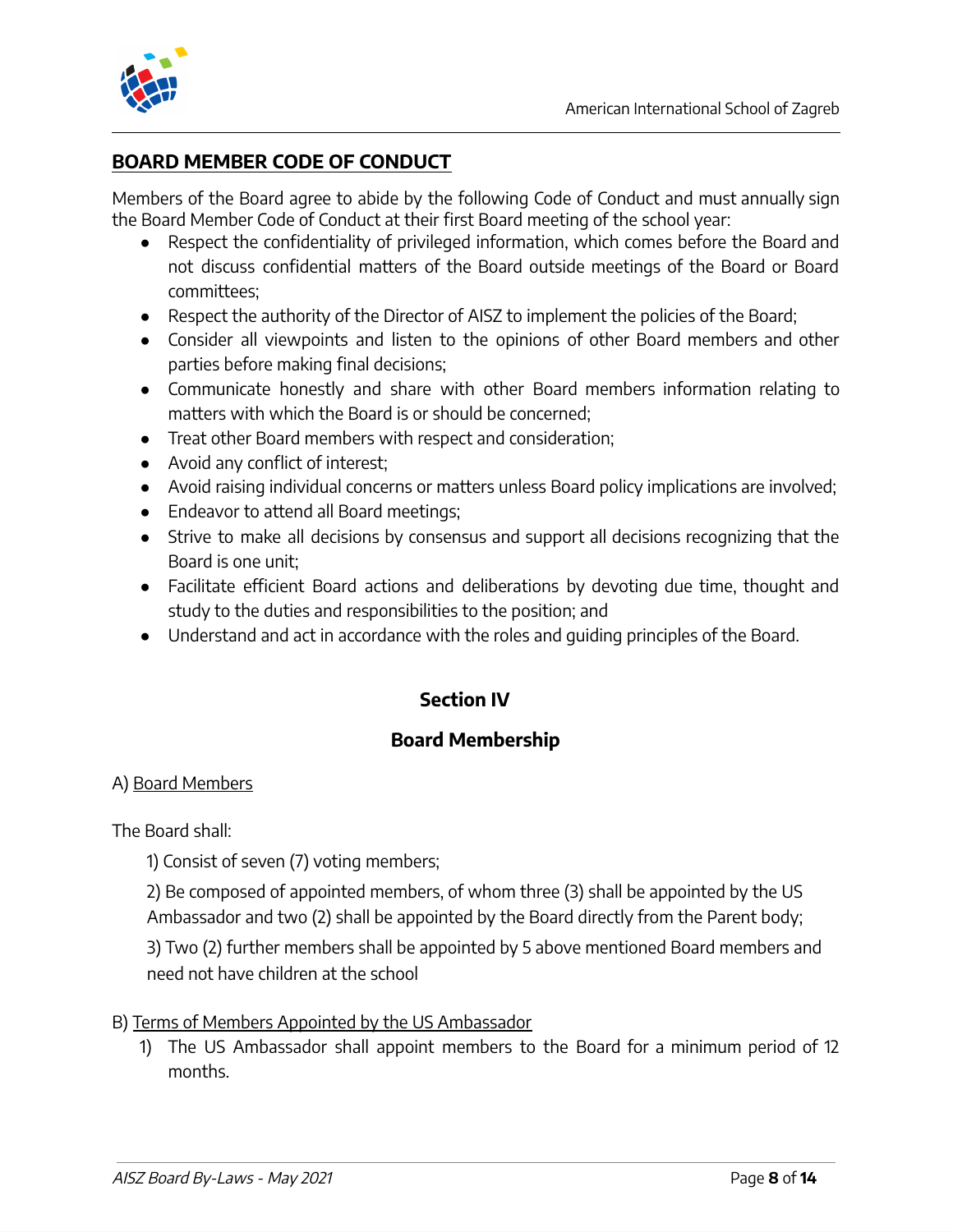## BOARD MEMBER CODE OF CONDUCT

Members of the Board agree to abide by the following Code of Conduct and must annually sign the Board Member Code of Conduct at their first Board meeting of the school year:

- Respect the confidentiality of privileged information, which comes before the Board and not discuss confidential matters of the Board outside meetings of the Board or Board committees;
- Respect the authority of the Director of AISZ to implement the policies of the Board;
- Consider all viewpoints and listen to the opinions of other Board members and other parties before making final decisions;
- Communicate honestly and share with other Board members information relating to matters with which the Board is or should be concerned;
- Treat other Board members with respect and consideration;
- Avoid any conflict of interest;
- Avoid raising individual concerns or matters unless Board policy implications are involved;
- Endeavor to attend all Board meetings;
- Strive to make all decisions by consensus and support all decisions recognizing that the Board is one unit;
- Facilitate efficient Board actions and deliberations by devoting due time, thought and study to the duties and responsibilities to the position; and
- Understand and act in accordance with the roles and guiding principles of the Board.

## Section IV

## Board Membership

A) Board Members

The Board shall:

1) Consist of seven (7) voting members;

2) Be composed of appointed members, of whom three (3) shall be appointed by the US Ambassador and two (2) shall be appointed by the Board directly from the Parent body;

3) Two (2) further members shall be appointed by 5 above mentioned Board members and need not have children at the school

B) Terms of Members Appointed by the US Ambassador

1) The US Ambassador shall appoint members to the Board for a minimum period of 12 months.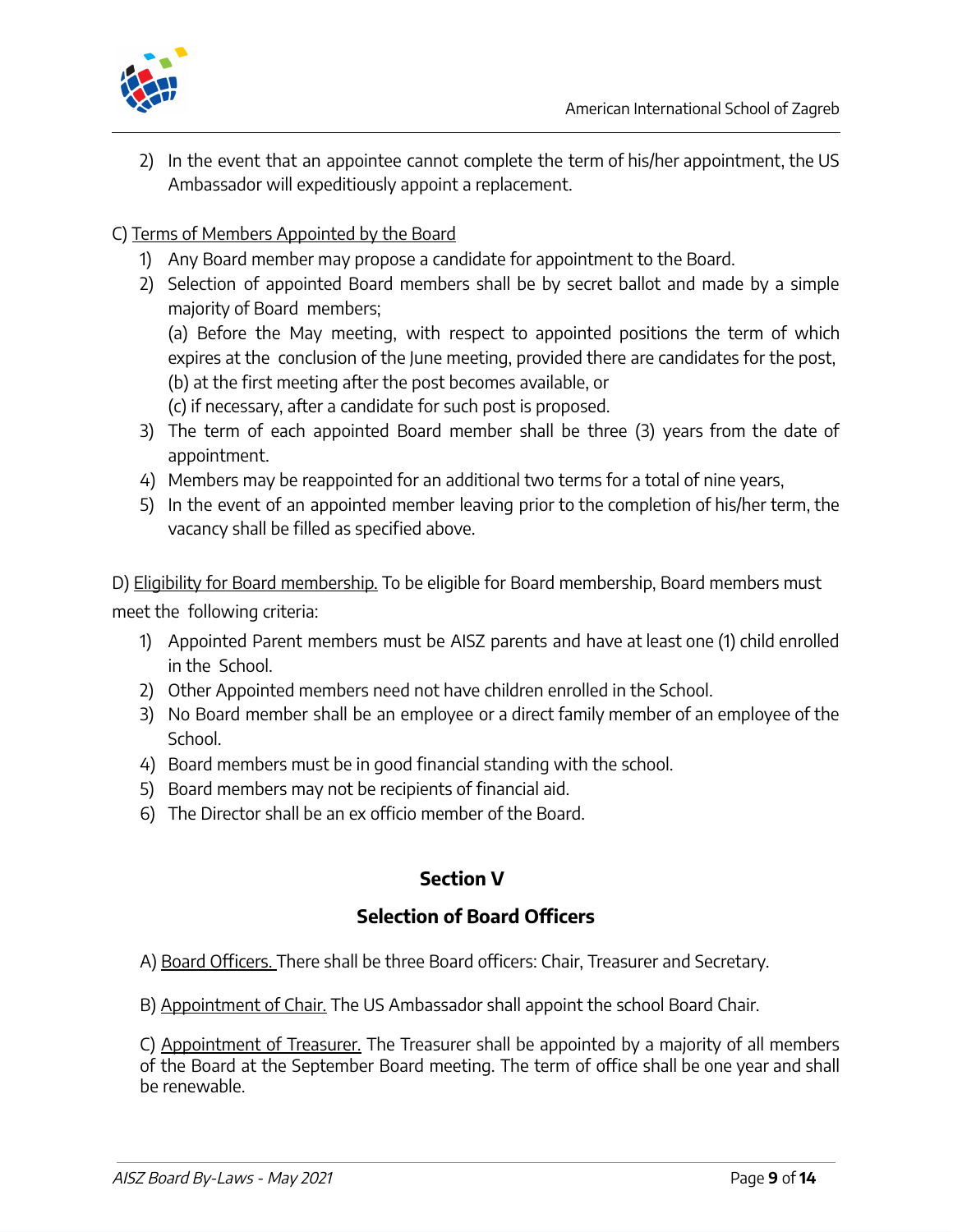2) In the event that an appointee cannot complete the term of his/her appointment, the US Ambassador will expeditiously appoint a replacement.

C) Terms of Members Appointed by the Board

1) Any Board member may propose a candidate for appointment to the Board.
2) Selection of appointed Board members shall be by secret ballot and made by a simple majority of Board members;
   (a) Before the May meeting, with respect to appointed positions the term of which expires at the conclusion of the June meeting, provided there are candidates for the post,
   (b) at the first meeting after the post becomes available, or
   (c) if necessary, after a candidate for such post is proposed.
3) The term of each appointed Board member shall be three (3) years from the date of appointment.
4) Members may be reappointed for an additional two terms for a total of nine years,
5) In the event of an appointed member leaving prior to the completion of his/her term, the vacancy shall be filled as specified above.

D) Eligibility for Board membership. To be eligible for Board membership, Board members must meet the following criteria:

1) Appointed Parent members must be AISZ parents and have at least one (1) child enrolled in the School.
2) Other Appointed members need not have children enrolled in the School.
3) No Board member shall be an employee or a direct family member of an employee of the School.
4) Board members must be in good financial standing with the school.
5) Board members may not be recipients of financial aid.
6) The Director shall be an ex officio member of the Board.

## Section V

## Selection of Board Officers

A) Board Officers. There shall be three Board officers: Chair, Treasurer and Secretary.

B) Appointment of Chair. The US Ambassador shall appoint the school Board Chair.

C) Appointment of Treasurer. The Treasurer shall be appointed by a majority of all members of the Board at the September Board meeting. The term of office shall be one year and shall be renewable.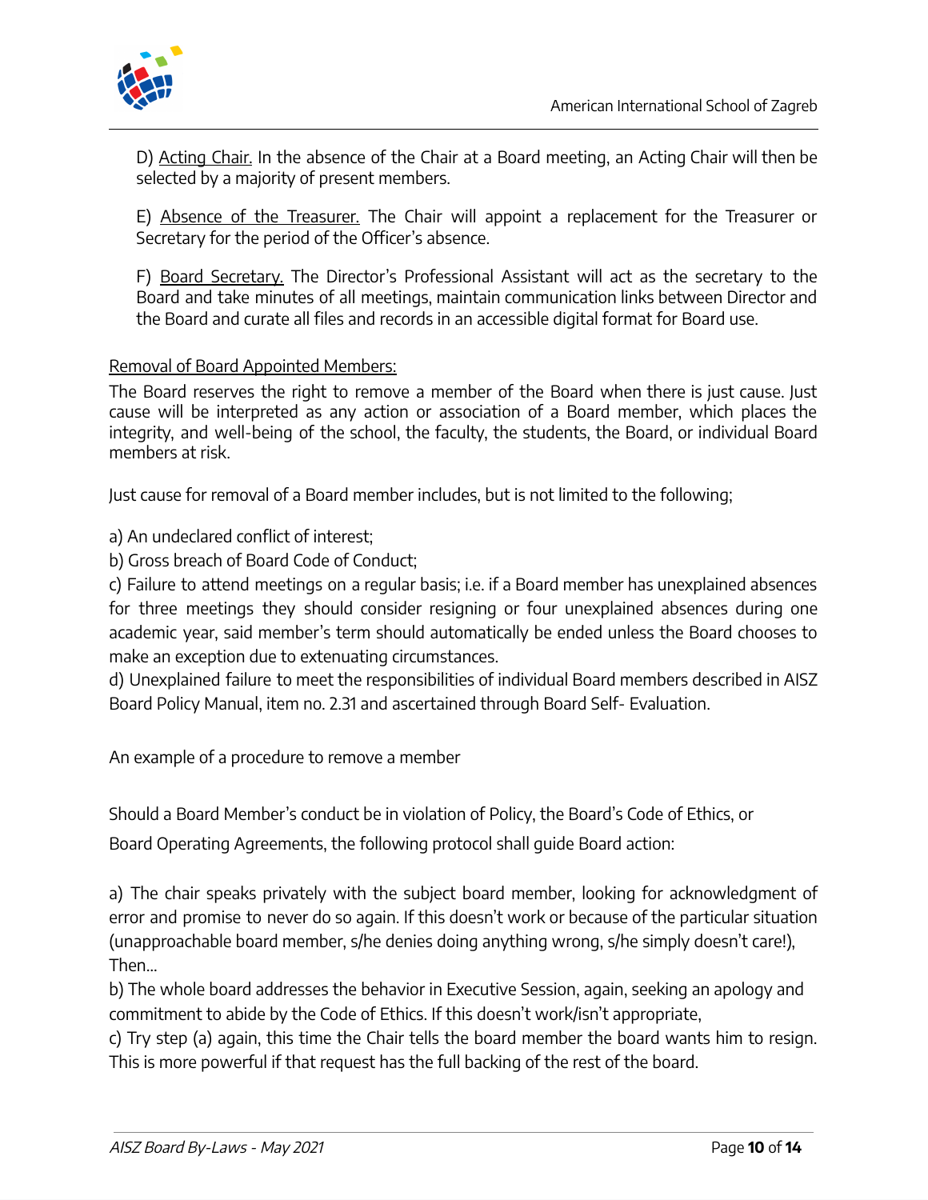D) Acting Chair. In the absence of the Chair at a Board meeting, an Acting Chair will then be selected by a majority of present members.

E) Absence of the Treasurer. The Chair will appoint a replacement for the Treasurer or Secretary for the period of the Officer's absence.

F) Board Secretary. The Director's Professional Assistant will act as the secretary to the Board and take minutes of all meetings, maintain communication links between Director and the Board and curate all files and records in an accessible digital format for Board use.

Removal of Board Appointed Members:

The Board reserves the right to remove a member of the Board when there is just cause. Just cause will be interpreted as any action or association of a Board member, which places the integrity, and well-being of the school, the faculty, the students, the Board, or individual Board members at risk.

Just cause for removal of a Board member includes, but is not limited to the following;

a) An undeclared conflict of interest;
b) Gross breach of Board Code of Conduct;
c) Failure to attend meetings on a regular basis; i.e. if a Board member has unexplained absences for three meetings they should consider resigning or four unexplained absences during one academic year, said member's term should automatically be ended unless the Board chooses to make an exception due to extenuating circumstances.
d) Unexplained failure to meet the responsibilities of individual Board members described in AISZ Board Policy Manual, item no. 2.31 and ascertained through Board Self- Evaluation.

An example of a procedure to remove a member

Should a Board Member's conduct be in violation of Policy, the Board's Code of Ethics, or Board Operating Agreements, the following protocol shall guide Board action:

a) The chair speaks privately with the subject board member, looking for acknowledgment of error and promise to never do so again. If this doesn't work or because of the particular situation (unapproachable board member, s/he denies doing anything wrong, s/he simply doesn't care!), Then...
b) The whole board addresses the behavior in Executive Session, again, seeking an apology and commitment to abide by the Code of Ethics. If this doesn't work/isn't appropriate,
c) Try step (a) again, this time the Chair tells the board member the board wants him to resign. This is more powerful if that request has the full backing of the rest of the board.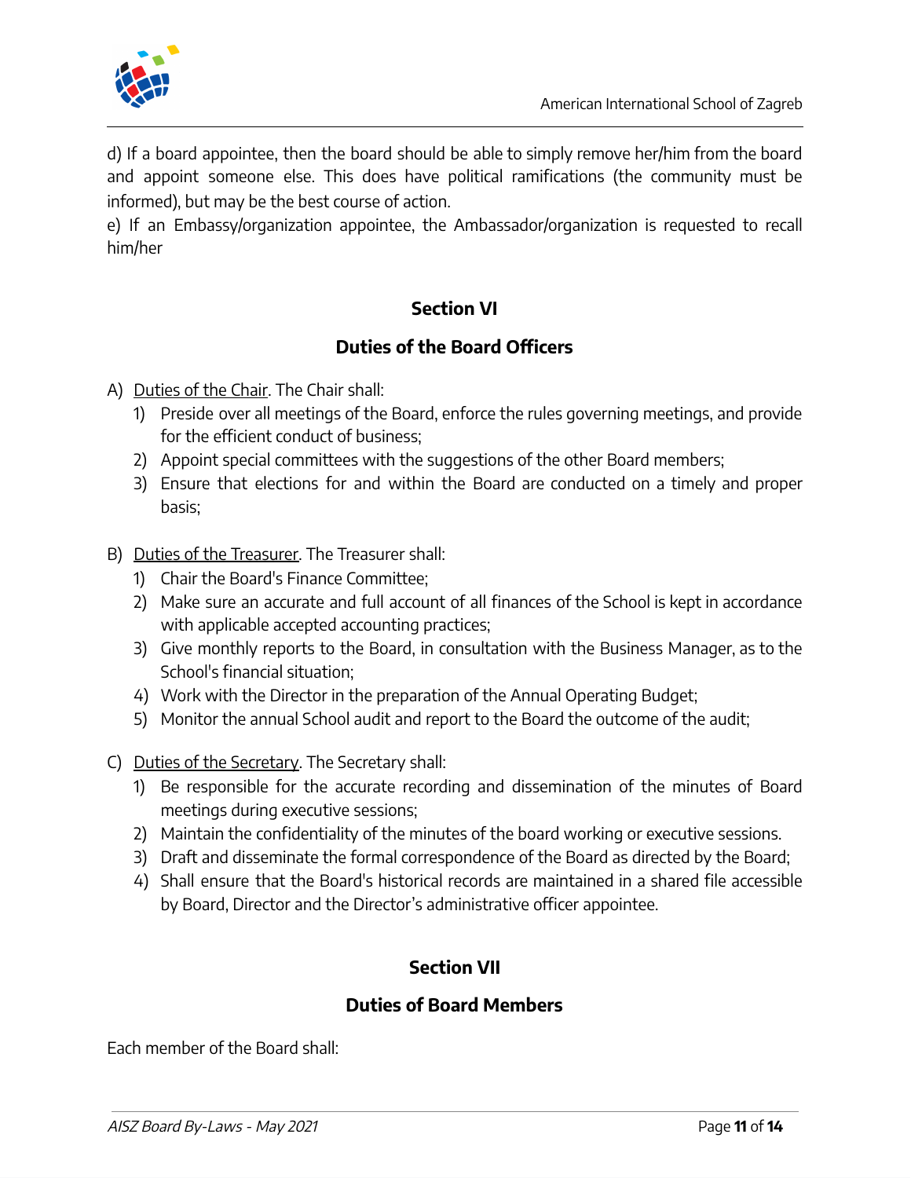d) If a board appointee, then the board should be able to simply remove her/him from the board and appoint someone else. This does have political ramifications (the community must be informed), but may be the best course of action.

e) If an Embassy/organization appointee, the Ambassador/organization is requested to recall him/her

## Section VI

## Duties of the Board Officers

A) Duties of the Chair. The Chair shall:

1) Preside over all meetings of the Board, enforce the rules governing meetings, and provide for the efficient conduct of business;
2) Appoint special committees with the suggestions of the other Board members;
3) Ensure that elections for and within the Board are conducted on a timely and proper basis;

B) Duties of the Treasurer. The Treasurer shall:

1) Chair the Board's Finance Committee;
2) Make sure an accurate and full account of all finances of the School is kept in accordance with applicable accepted accounting practices;
3) Give monthly reports to the Board, in consultation with the Business Manager, as to the School's financial situation;
4) Work with the Director in the preparation of the Annual Operating Budget;
5) Monitor the annual School audit and report to the Board the outcome of the audit;

C) Duties of the Secretary. The Secretary shall:

1) Be responsible for the accurate recording and dissemination of the minutes of Board meetings during executive sessions;
2) Maintain the confidentiality of the minutes of the board working or executive sessions.
3) Draft and disseminate the formal correspondence of the Board as directed by the Board;
4) Shall ensure that the Board's historical records are maintained in a shared file accessible by Board, Director and the Director's administrative officer appointee.

## Section VII

## Duties of Board Members

Each member of the Board shall: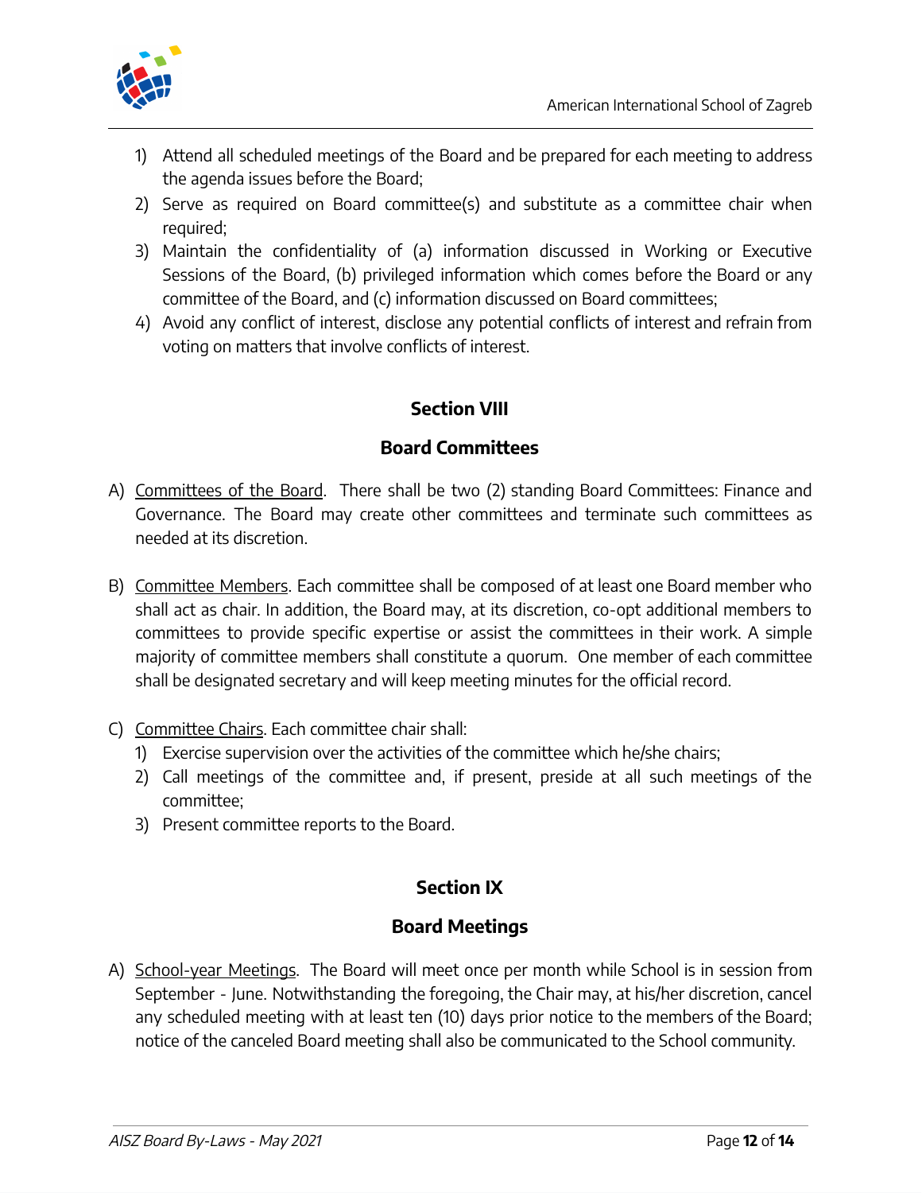1) Attend all scheduled meetings of the Board and be prepared for each meeting to address the agenda issues before the Board;
2) Serve as required on Board committee(s) and substitute as a committee chair when required;
3) Maintain the confidentiality of (a) information discussed in Working or Executive Sessions of the Board, (b) privileged information which comes before the Board or any committee of the Board, and (c) information discussed on Board committees;
4) Avoid any conflict of interest, disclose any potential conflicts of interest and refrain from voting on matters that involve conflicts of interest.

## Section VIII

## Board Committees

A) Committees of the Board. There shall be two (2) standing Board Committees: Finance and Governance. The Board may create other committees and terminate such committees as needed at its discretion.

B) Committee Members. Each committee shall be composed of at least one Board member who shall act as chair. In addition, the Board may, at its discretion, co-opt additional members to committees to provide specific expertise or assist the committees in their work. A simple majority of committee members shall constitute a quorum. One member of each committee shall be designated secretary and will keep meeting minutes for the official record.

C) Committee Chairs. Each committee chair shall:
   1) Exercise supervision over the activities of the committee which he/she chairs;
   2) Call meetings of the committee and, if present, preside at all such meetings of the committee;
   3) Present committee reports to the Board.

## Section IX

## Board Meetings

A) School-year Meetings. The Board will meet once per month while School is in session from September - June. Notwithstanding the foregoing, the Chair may, at his/her discretion, cancel any scheduled meeting with at least ten (10) days prior notice to the members of the Board; notice of the canceled Board meeting shall also be communicated to the School community.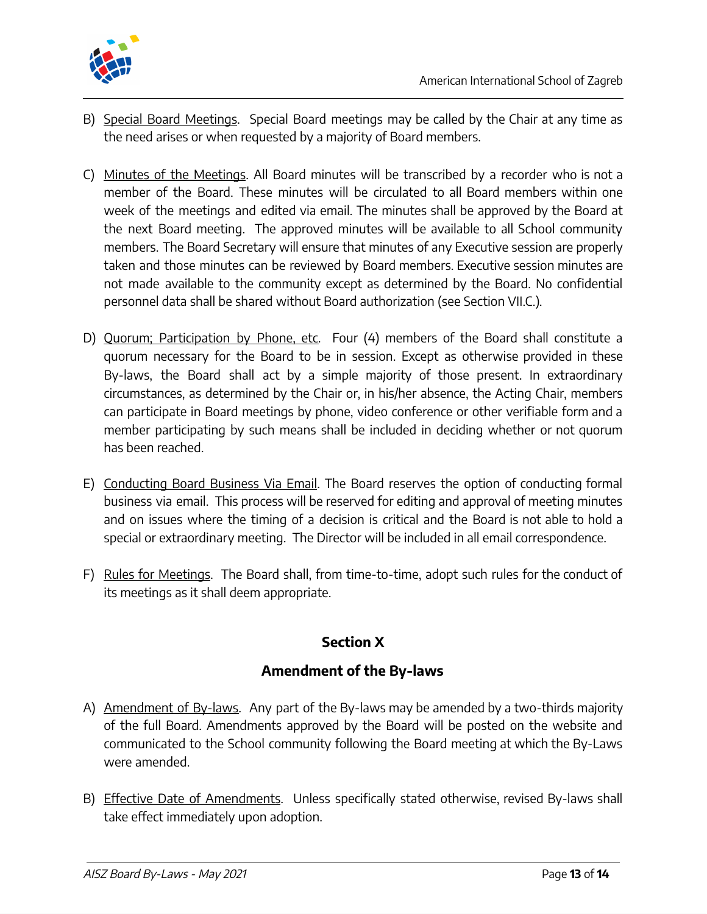B) Special Board Meetings. Special Board meetings may be called by the Chair at any time as the need arises or when requested by a majority of Board members.

C) Minutes of the Meetings. All Board minutes will be transcribed by a recorder who is not a member of the Board. These minutes will be circulated to all Board members within one week of the meetings and edited via email. The minutes shall be approved by the Board at the next Board meeting. The approved minutes will be available to all School community members. The Board Secretary will ensure that minutes of any Executive session are properly taken and those minutes can be reviewed by Board members. Executive session minutes are not made available to the community except as determined by the Board. No confidential personnel data shall be shared without Board authorization (see Section VII.C.).

D) Quorum; Participation by Phone, etc. Four (4) members of the Board shall constitute a quorum necessary for the Board to be in session. Except as otherwise provided in these By-laws, the Board shall act by a simple majority of those present. In extraordinary circumstances, as determined by the Chair or, in his/her absence, the Acting Chair, members can participate in Board meetings by phone, video conference or other verifiable form and a member participating by such means shall be included in deciding whether or not quorum has been reached.

E) Conducting Board Business Via Email. The Board reserves the option of conducting formal business via email. This process will be reserved for editing and approval of meeting minutes and on issues where the timing of a decision is critical and the Board is not able to hold a special or extraordinary meeting. The Director will be included in all email correspondence.

F) Rules for Meetings. The Board shall, from time-to-time, adopt such rules for the conduct of its meetings as it shall deem appropriate.

## Section X

## Amendment of the By-laws

A) Amendment of By-laws. Any part of the By-laws may be amended by a two-thirds majority of the full Board. Amendments approved by the Board will be posted on the website and communicated to the School community following the Board meeting at which the By-Laws were amended.

B) Effective Date of Amendments. Unless specifically stated otherwise, revised By-laws shall take effect immediately upon adoption.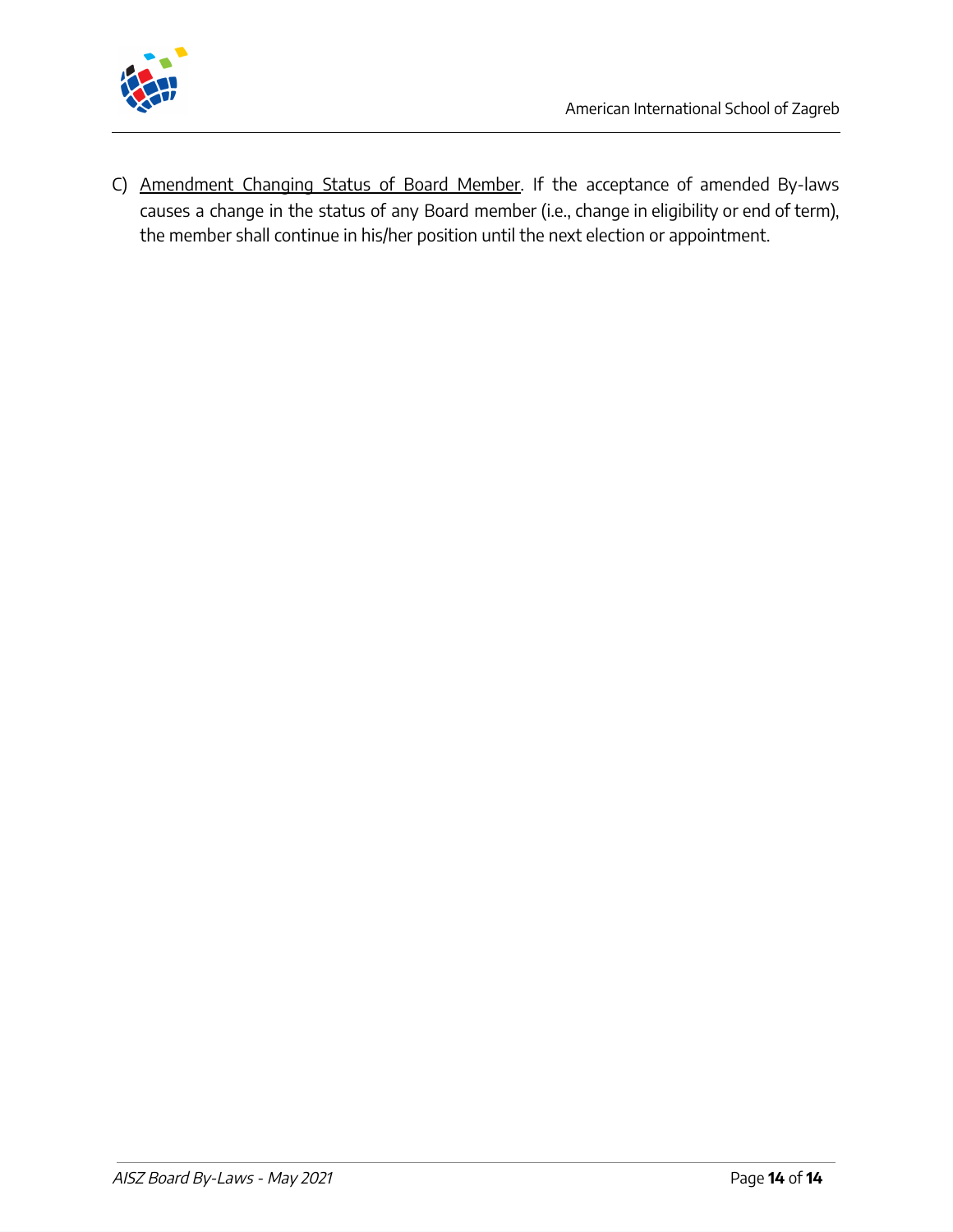C) <u>Amendment Changing Status of Board Member</u>. If the acceptance of amended By-laws causes a change in the status of any Board member (i.e., change in eligibility or end of term), the member shall continue in his/her position until the next election or appointment.